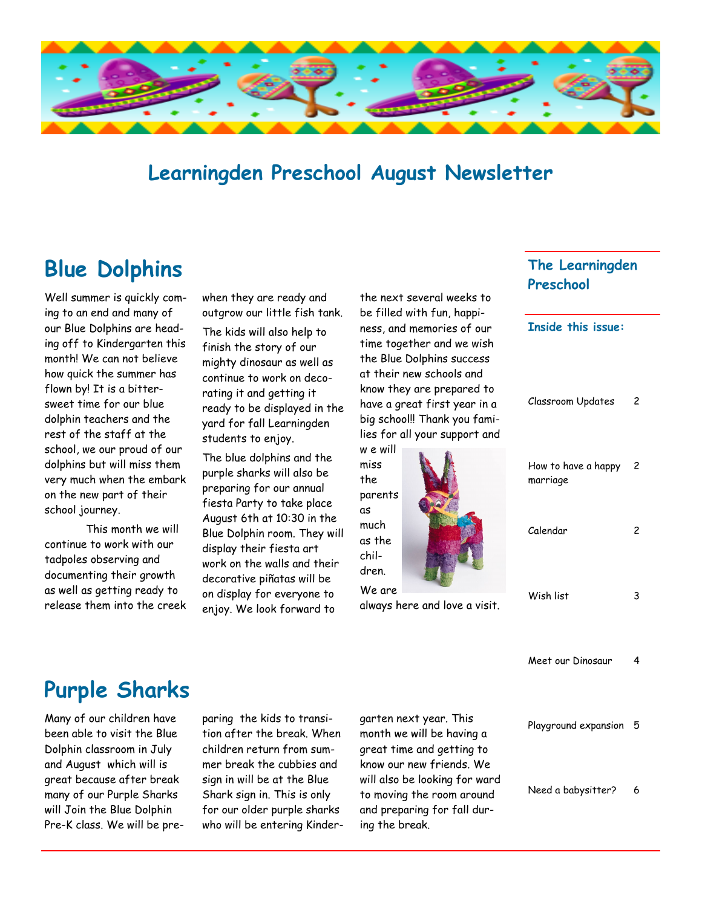# Learningden Preschool August Newsletter

## Blue Dolphins

Well summer is quickly coming to an end and many of our Blue Dolphins are heading off to Kindergarten this month! We can not believe how quick the summer has flown by! It is a bittersweet time for our blue dolphin teachers and the rest of the staff at the school, we our proud of our dolphins but will miss them very much when the embark on the new part of their school journey.

This month we will continue to work with our tadpoles observing and documenting their growth as well as getting ready to release them into the creek when they are ready and outgrow our little fish tank.

The kids will also help to finish the story of our mighty dinosaur as well as continue to work on decorating it and getting it ready to be displayed in the yard for fall Learningden students to enjoy.

The blue dolphins and the purple sharks will also be preparing for our annual fiesta Party to take place August 6th at 10:30 in the Blue Dolphin room. They will display their fiesta art work on the walls and their decorative piñatas will be on display for everyone to enjoy. We look forward to the next several weeks to be filled with fun, happiness, and memories of our time together and we wish the Blue Dolphins success at their new schools and know they are prepared to have a great first year in a big school!! Thank you families for all your support and w e will miss the parents as much as the children. We are always here and love a visit.

## Purple Sharks

Many of our children have been able to visit the Blue Dolphin classroom in July and August which will is great because after break many of our Purple Sharks will Join the Blue Dolphin Pre-K class. We will be preparing the kids to transition after the break. When children return from summer break the cubbies and sign in will be at the Blue Shark sign in. This is only for our older purple sharks who will be entering Kindergarten next year. This month we will be having a great time and getting to know our new friends. We will also be looking for ward to moving the room around and preparing for fall during the break.

### The Learningden Preschool

**Inside this issue:**

| | |
|---|---|
| Classroom Updates | 2 |
| How to have a happy marriage | 2 |
| Calendar | 2 |
| Wish list | 3 |
| Meet our Dinosaur | 4 |
| Playground expansion | 5 |
| Need a babysitter? | 6 |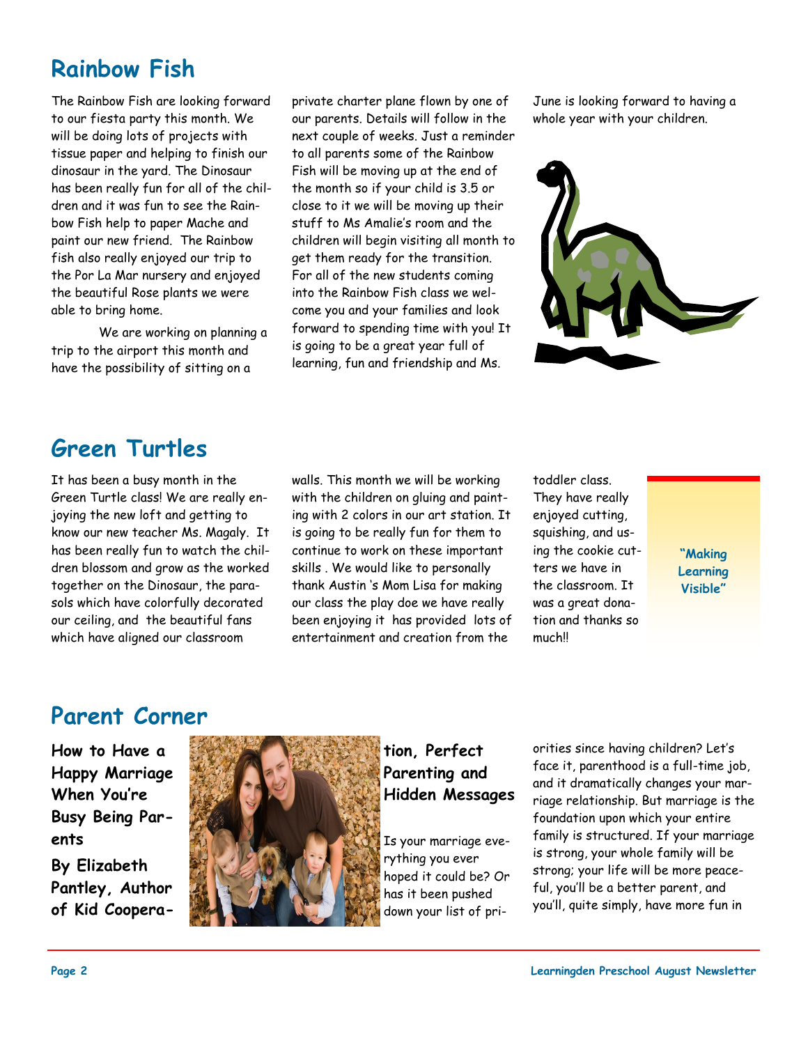## Rainbow Fish

The Rainbow Fish are looking forward to our fiesta party this month. We will be doing lots of projects with tissue paper and helping to finish our dinosaur in the yard. The Dinosaur has been really fun for all of the children and it was fun to see the Rainbow Fish help to paper Mache and paint our new friend. The Rainbow fish also really enjoyed our trip to the Por La Mar nursery and enjoyed the beautiful Rose plants we were able to bring home.

We are working on planning a trip to the airport this month and have the possibility of sitting on a private charter plane flown by one of our parents. Details will follow in the next couple of weeks. Just a reminder to all parents some of the Rainbow Fish will be moving up at the end of the month so if your child is 3.5 or close to it we will be moving up their stuff to Ms Amalie's room and the children will begin visiting all month to get them ready for the transition. For all of the new students coming into the Rainbow Fish class we welcome you and your families and look forward to spending time with you! It is going to be a great year full of learning, fun and friendship and Ms. June is looking forward to having a whole year with your children.

## Green Turtles

It has been a busy month in the Green Turtle class! We are really enjoying the new loft and getting to know our new teacher Ms. Magaly. It has been really fun to watch the children blossom and grow as the worked together on the Dinosaur, the parasols which have colorfully decorated our ceiling, and the beautiful fans which have aligned our classroom walls. This month we will be working with the children on gluing and painting with 2 colors in our art station. It is going to be really fun for them to continue to work on these important skills . We would like to personally thank Austin 's Mom Lisa for making our class the play doe we have really been enjoying it has provided lots of entertainment and creation from the toddler class. They have really enjoyed cutting, squishing, and using the cookie cutters we have in the classroom. It was a great donation and thanks so much!!

**"Making Learning Visible"**

## Parent Corner

**How to Have a Happy Marriage When You're Busy Being Parents**

**By Elizabeth Pantley, Author of Kid Cooperation, Perfect Parenting and Hidden Messages**

Is your marriage everything you ever hoped it could be? Or has it been pushed down your list of priorities since having children? Let's face it, parenthood is a full-time job, and it dramatically changes your marriage relationship. But marriage is the foundation upon which your entire family is structured. If your marriage is strong, your whole family will be strong; your life will be more peaceful, you'll be a better parent, and you'll, quite simply, have more fun in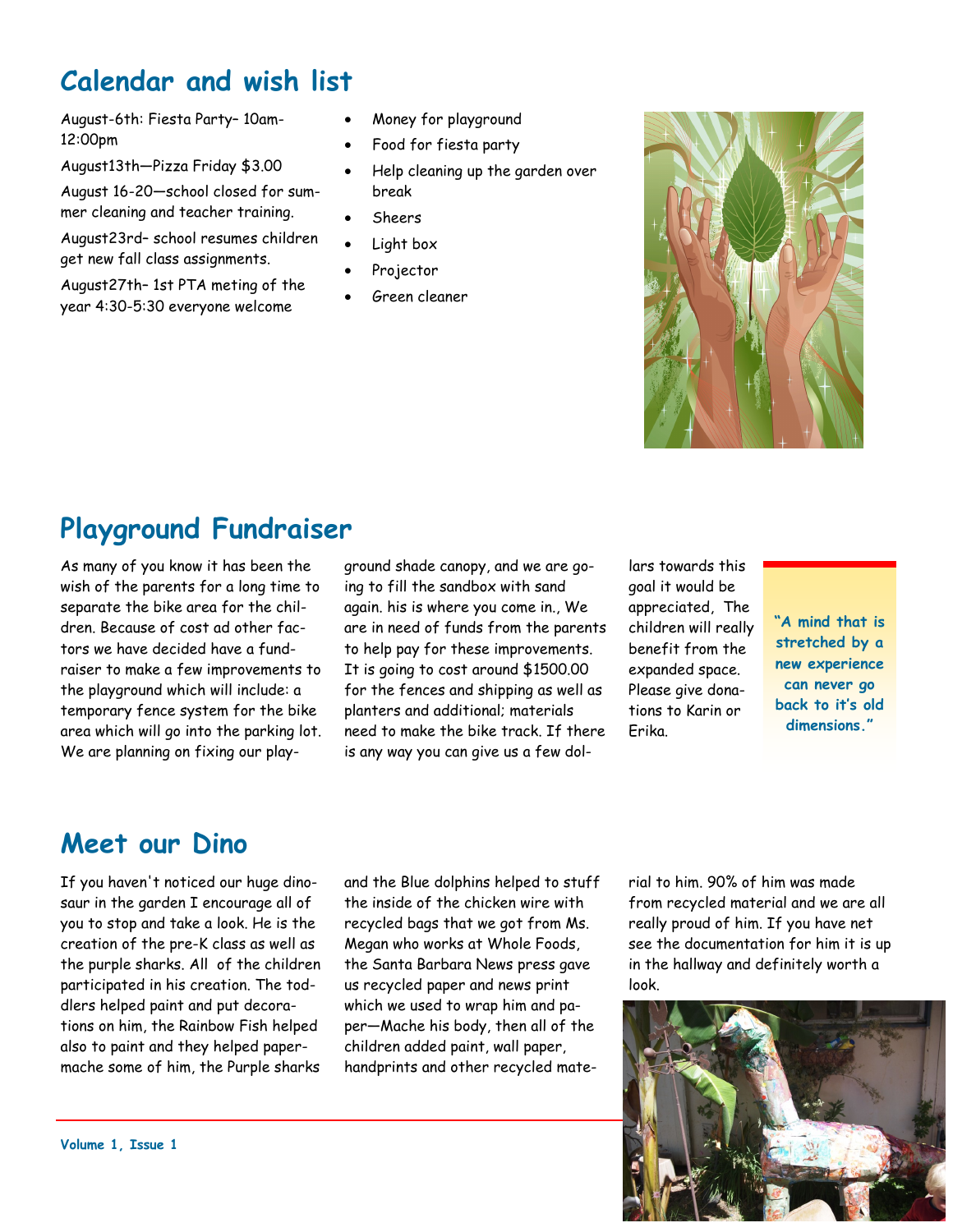## Calendar and wish list

August-6th: Fiesta Party– 10am-12:00pm

August13th—Pizza Friday $3.00

August 16-20—school closed for summer cleaning and teacher training.

August23rd– school resumes children get new fall class assignments.

August27th– 1st PTA meting of the year 4:30-5:30 everyone welcome

- Money for playground
- Food for fiesta party
- Help cleaning up the garden over break
- Sheers
- Light box
- Projector
- Green cleaner

## Playground Fundraiser

As many of you know it has been the wish of the parents for a long time to separate the bike area for the children. Because of cost ad other factors we have decided have a fundraiser to make a few improvements to the playground which will include: a temporary fence system for the bike area which will go into the parking lot. We are planning on fixing our playground shade canopy, and we are going to fill the sandbox with sand again. his is where you come in., We are in need of funds from the parents to help pay for these improvements. It is going to cost around $1500.00 for the fences and shipping as well as planters and additional; materials need to make the bike track. If there is any way you can give us a few dollars towards this goal it would be appreciated, The children will really benefit from the expanded space. Please give donations to Karin or Erika.

**"A mind that is stretched by a new experience can never go back to it's old dimensions."**

## Meet our Dino

If you haven't noticed our huge dinosaur in the garden I encourage all of you to stop and take a look. He is the creation of the pre-K class as well as the purple sharks. All of the children participated in his creation. The toddlers helped paint and put decorations on him, the Rainbow Fish helped also to paint and they helped paper-mache some of him, the Purple sharks and the Blue dolphins helped to stuff the inside of the chicken wire with recycled bags that we got from Ms. Megan who works at Whole Foods, the Santa Barbara News press gave us recycled paper and news print which we used to wrap him and paper—Mache his body, then all of the children added paint, wall paper, handprints and other recycled material to him. 90% of him was made from recycled material and we are all really proud of him. If you have net see the documentation for him it is up in the hallway and definitely worth a look.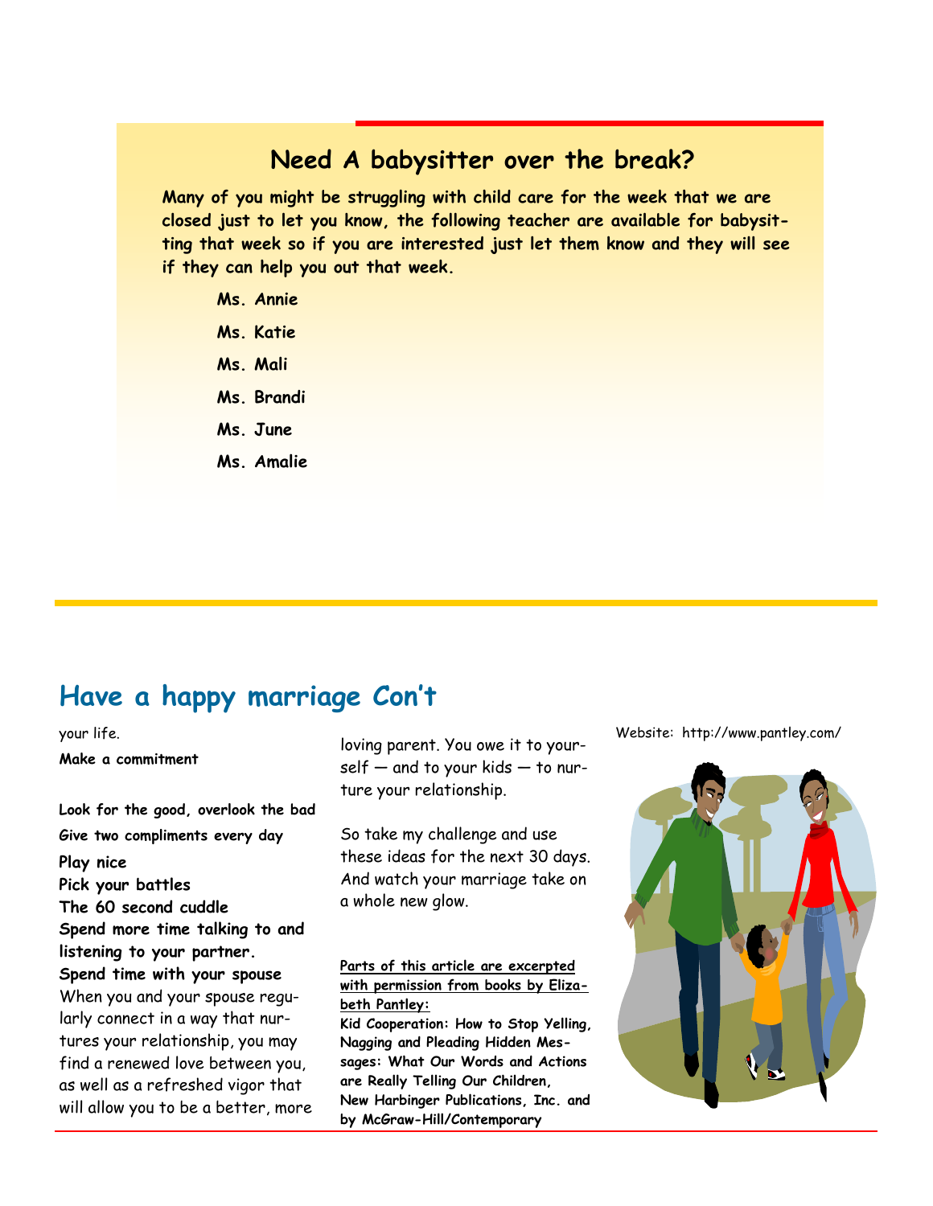## Need A babysitter over the break?

**Many of you might be struggling with child care for the week that we are closed just to let you know, the following teacher are available for babysitting that week so if you are interested just let them know and they will see if they can help you out that week.**

**Ms. Annie**

**Ms. Katie**

**Ms. Mali**

**Ms. Brandi**

**Ms. June**

**Ms. Amalie**

## Have a happy marriage Con't

your life.

**Make a commitment**

**Look for the good, overlook the bad**

**Give two compliments every day**

**Play nice**

**Pick your battles**

**The 60 second cuddle**

**Spend more time talking to and listening to your partner.**

**Spend time with your spouse**

When you and your spouse regularly connect in a way that nurtures your relationship, you may find a renewed love between you, as well as a refreshed vigor that will allow you to be a better, more loving parent. You owe it to yourself — and to your kids — to nurture your relationship.

So take my challenge and use these ideas for the next 30 days. And watch your marriage take on a whole new glow.

**Parts of this article are excerpted with permission from books by Elizabeth Pantley:**

**Kid Cooperation: How to Stop Yelling, Nagging and Pleading Hidden Messages: What Our Words and Actions are Really Telling Our Children, New Harbinger Publications, Inc. and by McGraw-Hill/Contemporary**

Website: http://www.pantley.com/